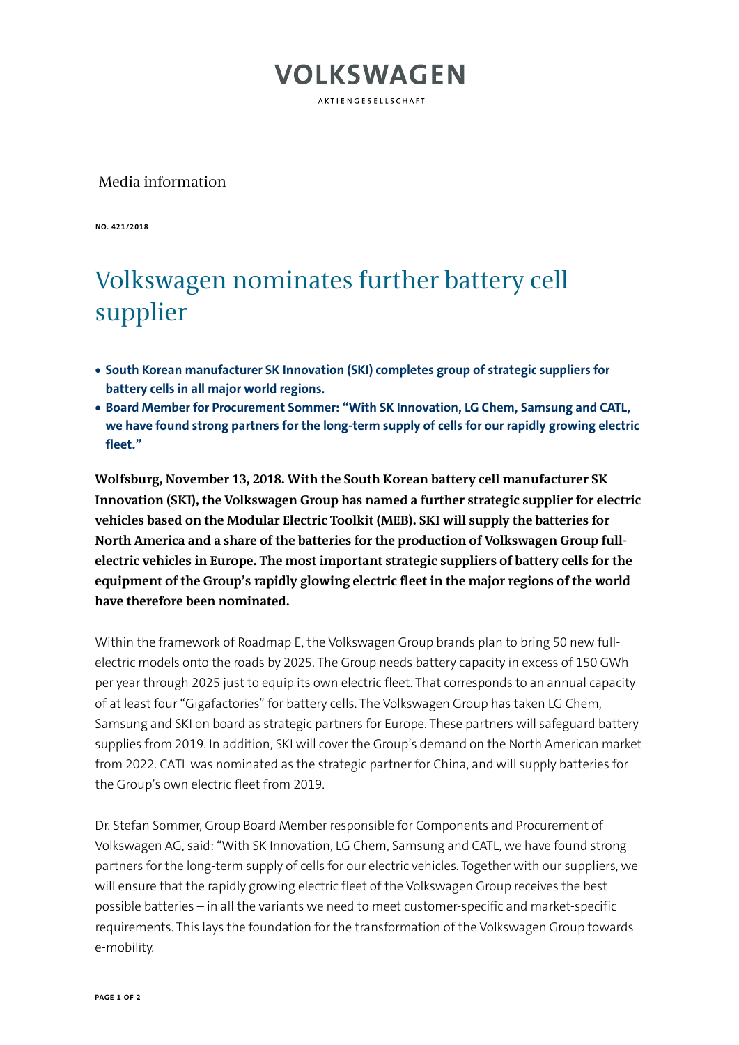# VOLKSWAGEN

AKTIENGESELLSCHAFT

Media information

**NO. 421/2018**

# Volkswagen nominates further battery cell supplier

- **South Korean manufacturer SK Innovation (SKI) completes group of strategic suppliers for battery cells in all major world regions.**
- **Board Member for Procurement Sommer: "With SK Innovation, LG Chem, Samsung and CATL, we have found strong partners for the long-term supply of cells for our rapidly growing electric fleet."**

**Wolfsburg, November 13, 2018. With the South Korean battery cell manufacturer SK Innovation (SKI), the Volkswagen Group has named a further strategic supplier for electric vehicles based on the Modular Electric Toolkit (MEB). SKI will supply the batteries for North America and a share of the batteries for the production of Volkswagen Group full-electric vehicles in Europe. The most important strategic suppliers of battery cells for the equipment of the Group's rapidly glowing electric fleet in the major regions of the world have therefore been nominated.**

Within the framework of Roadmap E, the Volkswagen Group brands plan to bring 50 new full-electric models onto the roads by 2025. The Group needs battery capacity in excess of 150 GWh per year through 2025 just to equip its own electric fleet. That corresponds to an annual capacity of at least four "Gigafactories" for battery cells. The Volkswagen Group has taken LG Chem, Samsung and SKI on board as strategic partners for Europe. These partners will safeguard battery supplies from 2019. In addition, SKI will cover the Group's demand on the North American market from 2022. CATL was nominated as the strategic partner for China, and will supply batteries for the Group's own electric fleet from 2019.

Dr. Stefan Sommer, Group Board Member responsible for Components and Procurement of Volkswagen AG, said: "With SK Innovation, LG Chem, Samsung and CATL, we have found strong partners for the long-term supply of cells for our electric vehicles. Together with our suppliers, we will ensure that the rapidly growing electric fleet of the Volkswagen Group receives the best possible batteries – in all the variants we need to meet customer-specific and market-specific requirements. This lays the foundation for the transformation of the Volkswagen Group towards e-mobility.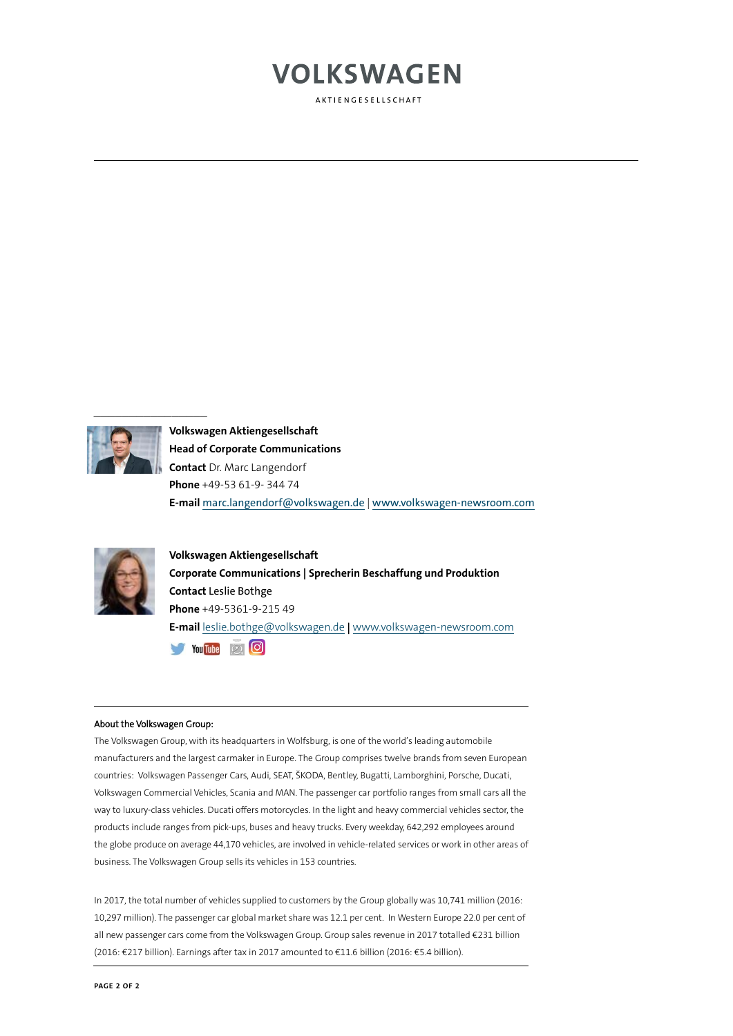**Volkswagen Aktiengesellschaft**
**Head of Corporate Communications**
**Contact** Dr. Marc Langendorf
**Phone** +49-53 61-9- 344 74
**E-mail** marc.langendorf@volkswagen.de | www.volkswagen-newsroom.com

**Volkswagen Aktiengesellschaft**
**Corporate Communications | Sprecherin Beschaffung und Produktion**
**Contact** Leslie Bothge
**Phone** +49-5361-9-215 49
**E-mail** leslie.bothge@volkswagen.de | www.volkswagen-newsroom.com

---

About the Volkswagen Group:

The Volkswagen Group, with its headquarters in Wolfsburg, is one of the world's leading automobile manufacturers and the largest carmaker in Europe. The Group comprises twelve brands from seven European countries: Volkswagen Passenger Cars, Audi, SEAT, ŠKODA, Bentley, Bugatti, Lamborghini, Porsche, Ducati, Volkswagen Commercial Vehicles, Scania and MAN. The passenger car portfolio ranges from small cars all the way to luxury-class vehicles. Ducati offers motorcycles. In the light and heavy commercial vehicles sector, the products include ranges from pick-ups, buses and heavy trucks. Every weekday, 642,292 employees around the globe produce on average 44,170 vehicles, are involved in vehicle-related services or work in other areas of business. The Volkswagen Group sells its vehicles in 153 countries.

In 2017, the total number of vehicles supplied to customers by the Group globally was 10,741 million (2016: 10,297 million). The passenger car global market share was 12.1 per cent. In Western Europe 22.0 per cent of all new passenger cars come from the Volkswagen Group. Group sales revenue in 2017 totalled €231 billion (2016: €217 billion). Earnings after tax in 2017 amounted to €11.6 billion (2016: €5.4 billion).